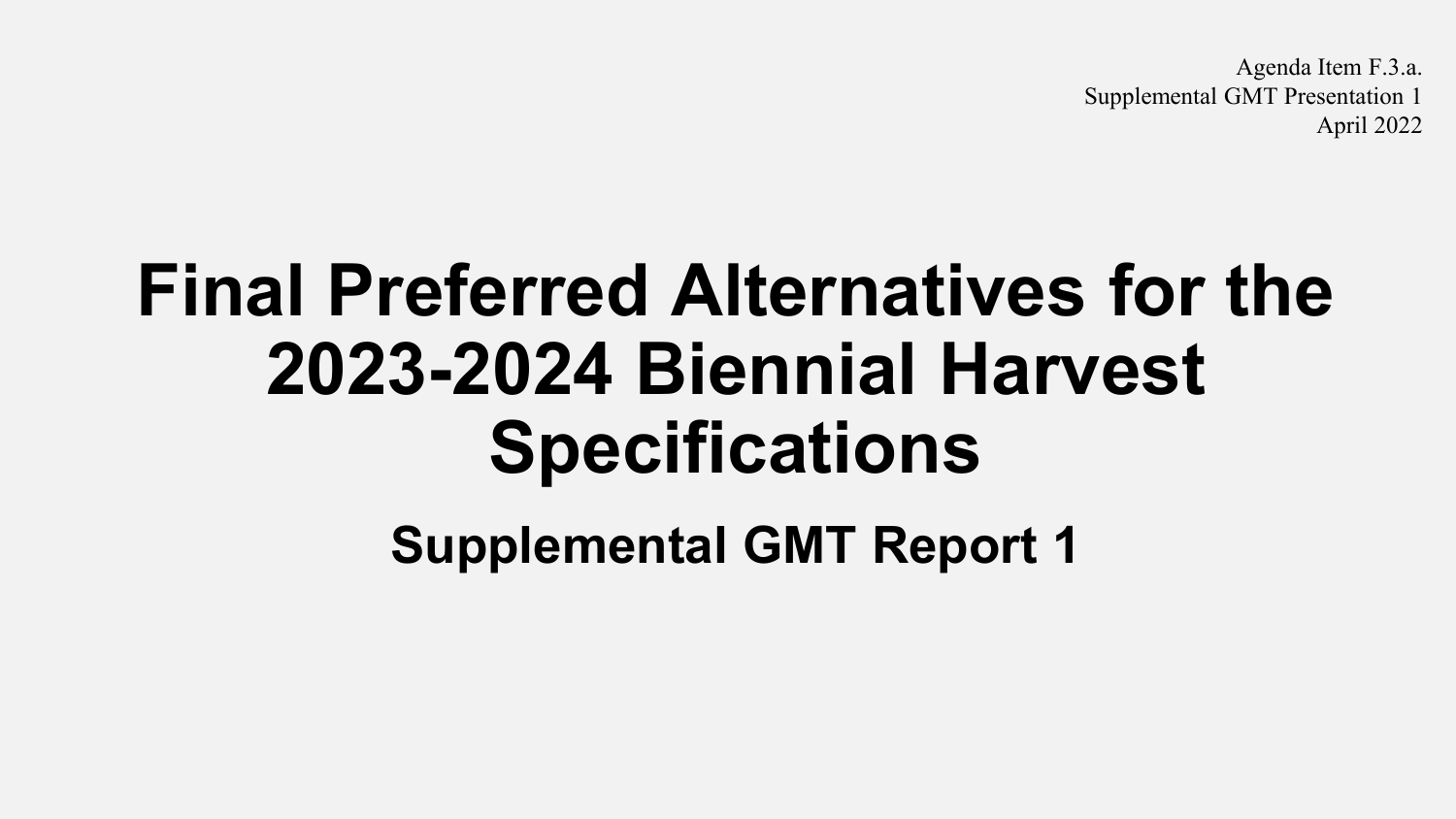Agenda Item F.3.a.
Supplemental GMT Presentation 1
April 2022

# Final Preferred Alternatives for the 2023-2024 Biennial Harvest Specifications

## Supplemental GMT Report 1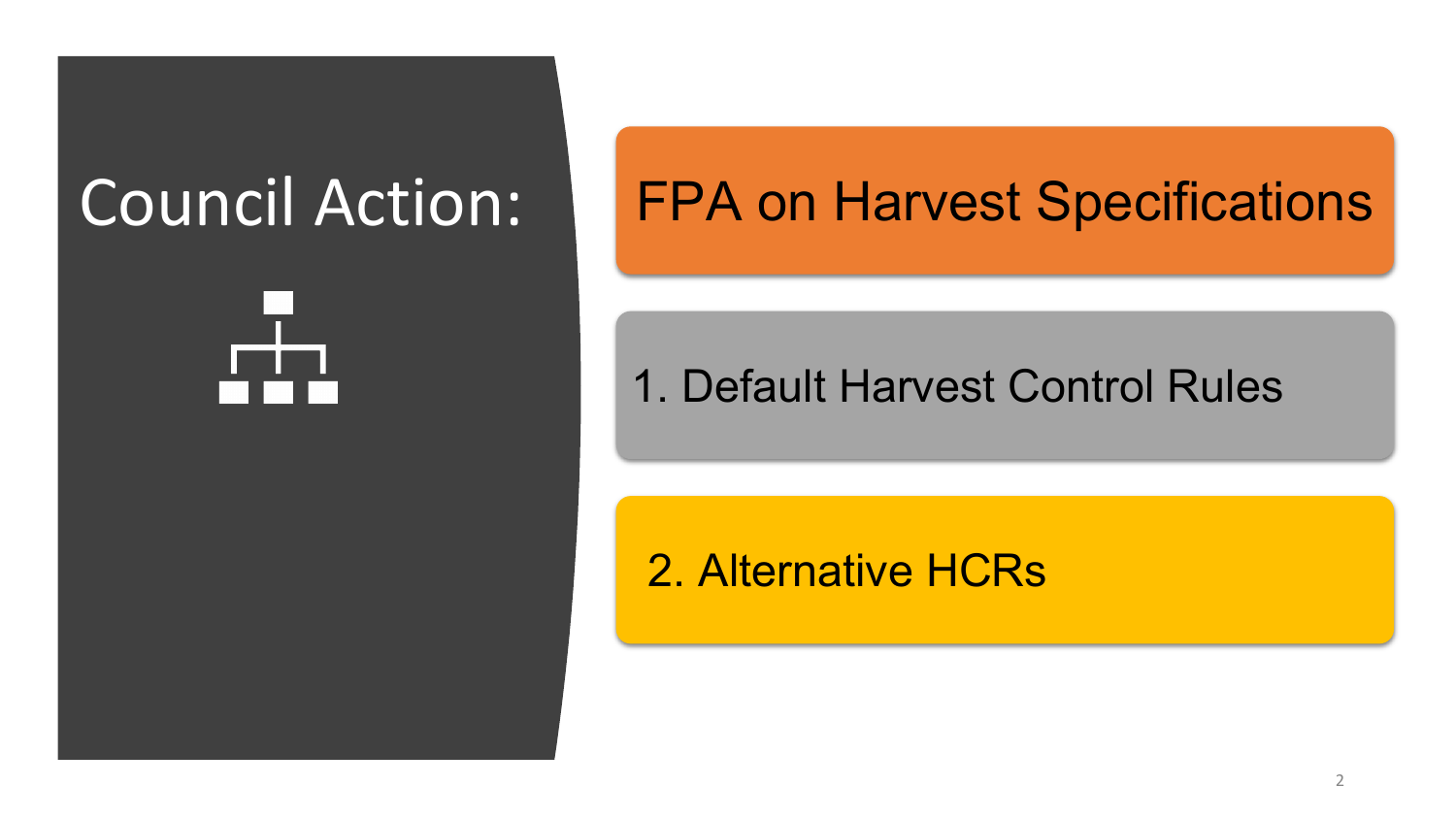# Council Action:

## FPA on Harvest Specifications

1. Default Harvest Control Rules

2. Alternative HCRs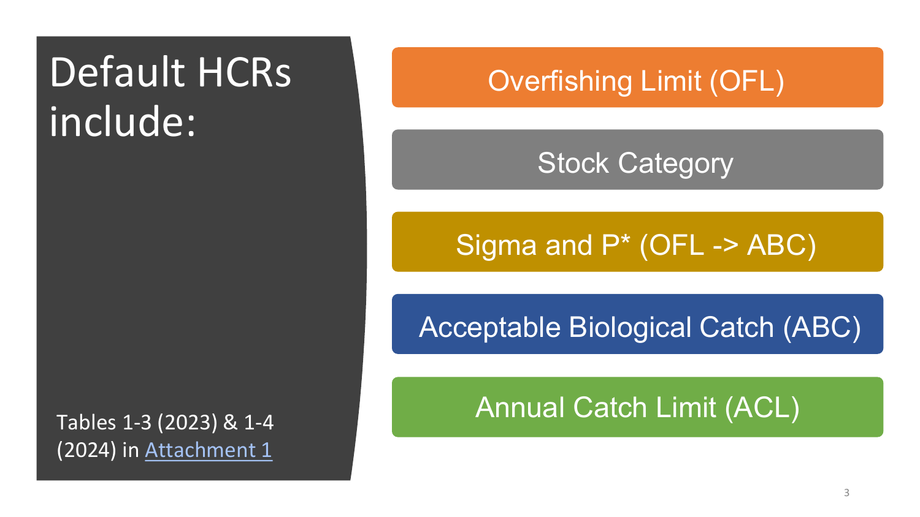# Default HCRs include:

- Overfishing Limit (OFL)
- Stock Category
- Sigma and P* (OFL -> ABC)
- Acceptable Biological Catch (ABC)
- Annual Catch Limit (ACL)

Tables 1-3 (2023) & 1-4 (2024) in [Attachment 1]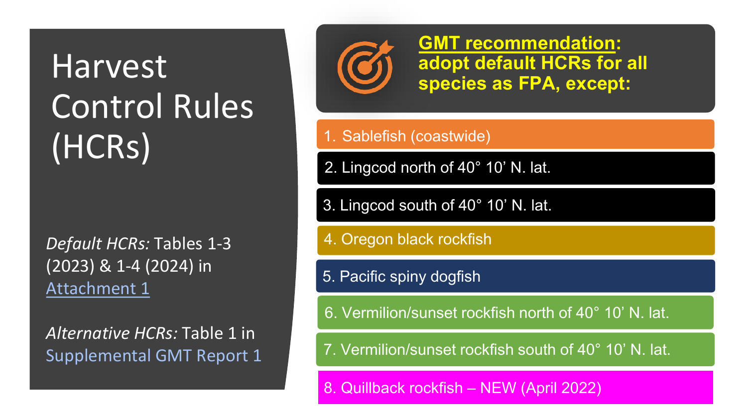# Harvest Control Rules (HCRs)

*Default HCRs:* Tables 1-3 (2023) & 1-4 (2024) in Attachment 1

*Alternative HCRs:* Table 1 in Supplemental GMT Report 1

**GMT recommendation: adopt default HCRs for all species as FPA, except:**

1. Sablefish (coastwide)
2. Lingcod north of 40° 10’ N. lat.
3. Lingcod south of 40° 10’ N. lat.
4. Oregon black rockfish
5. Pacific spiny dogfish
6. Vermilion/sunset rockfish north of 40° 10’ N. lat.
7. Vermilion/sunset rockfish south of 40° 10’ N. lat.
8. Quillback rockfish – NEW (April 2022)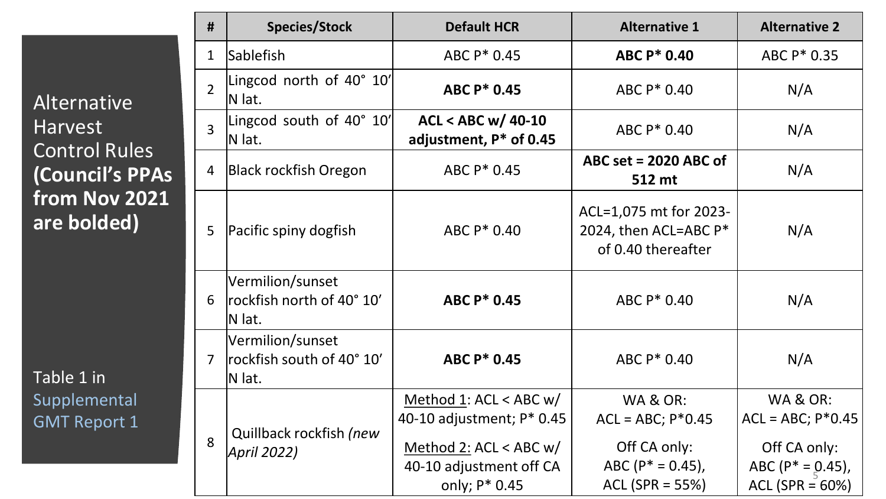Alternative Harvest Control Rules **(Council's PPAs from Nov 2021 are bolded)**

Table 1 in Supplemental GMT Report 1

| # | Species/Stock | Default HCR | Alternative 1 | Alternative 2 |
|---|---|---|---|---|
| 1 | Sablefish | ABC P* 0.45 | **ABC P* 0.40** | ABC P* 0.35 |
| 2 | Lingcod north of 40° 10′ N lat. | **ABC P* 0.45** | ABC P* 0.40 | N/A |
| 3 | Lingcod south of 40° 10′ N lat. | **ACL < ABC w/ 40-10 adjustment, P* of 0.45** | ABC P* 0.40 | N/A |
| 4 | Black rockfish Oregon | ABC P* 0.45 | **ABC set = 2020 ABC of 512 mt** | N/A |
| 5 | Pacific spiny dogfish | ABC P* 0.40 | ACL=1,075 mt for 2023-2024, then ACL=ABC P* of 0.40 thereafter | N/A |
| 6 | Vermilion/sunset rockfish north of 40° 10′ N lat. | **ABC P* 0.45** | ABC P* 0.40 | N/A |
| 7 | Vermilion/sunset rockfish south of 40° 10′ N lat. | **ABC P* 0.45** | ABC P* 0.40 | N/A |
| 8 | Quillback rockfish *(new April 2022)* | Method 1: ACL < ABC w/ 40-10 adjustment; P* 0.45 <br> Method 2: ACL < ABC w/ 40-10 adjustment off CA only; P* 0.45 | WA & OR: ACL = ABC; P*0.45 <br> Off CA only: ABC (P* = 0.45), ACL (SPR = 55%) | WA & OR: ACL = ABC; P*0.45 <br> Off CA only: ABC (P* = 0.45), ACL (SPR = 60%) |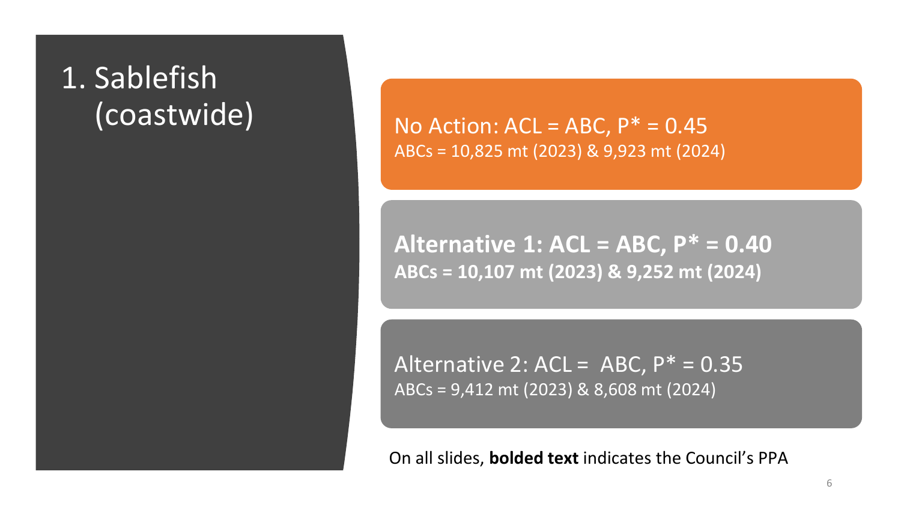# 1. Sablefish (coastwide)

No Action: ACL = ABC, P* = 0.45
ABCs = 10,825 mt (2023) & 9,923 mt (2024)

**Alternative 1: ACL = ABC, P* = 0.40**
**ABCs = 10,107 mt (2023) & 9,252 mt (2024)**

Alternative 2: ACL = ABC, P* = 0.35
ABCs = 9,412 mt (2023) & 8,608 mt (2024)

On all slides, **bolded text** indicates the Council's PPA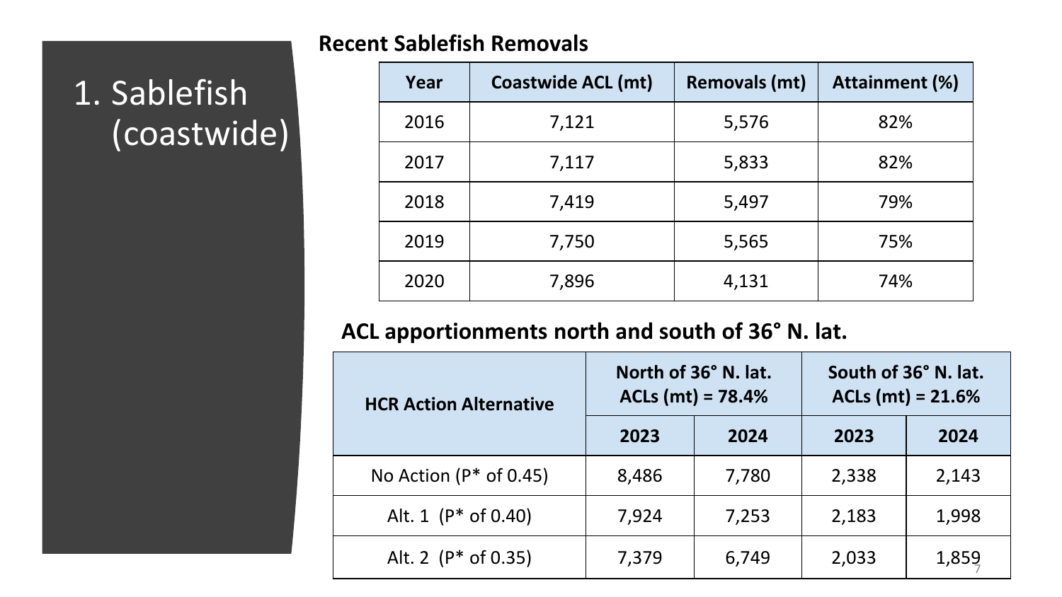# 1. Sablefish (coastwide)

**Recent Sablefish Removals**

| Year | Coastwide ACL (mt) | Removals (mt) | Attainment (%) |
|---|---|---|---|
| 2016 | 7,121 | 5,576 | 82% |
| 2017 | 7,117 | 5,833 | 82% |
| 2018 | 7,419 | 5,497 | 79% |
| 2019 | 7,750 | 5,565 | 75% |
| 2020 | 7,896 | 4,131 | 74% |

**ACL apportionments north and south of 36° N. lat.**

| HCR Action Alternative | North of 36° N. lat. ACLs (mt) = 78.4% | | South of 36° N. lat. ACLs (mt) = 21.6% | |
|---|---|---|---|---|
| | 2023 | 2024 | 2023 | 2024 |
| No Action (P* of 0.45) | 8,486 | 7,780 | 2,338 | 2,143 |
| Alt. 1 (P* of 0.40) | 7,924 | 7,253 | 2,183 | 1,998 |
| Alt. 2 (P* of 0.35) | 7,379 | 6,749 | 2,033 | 1,859 |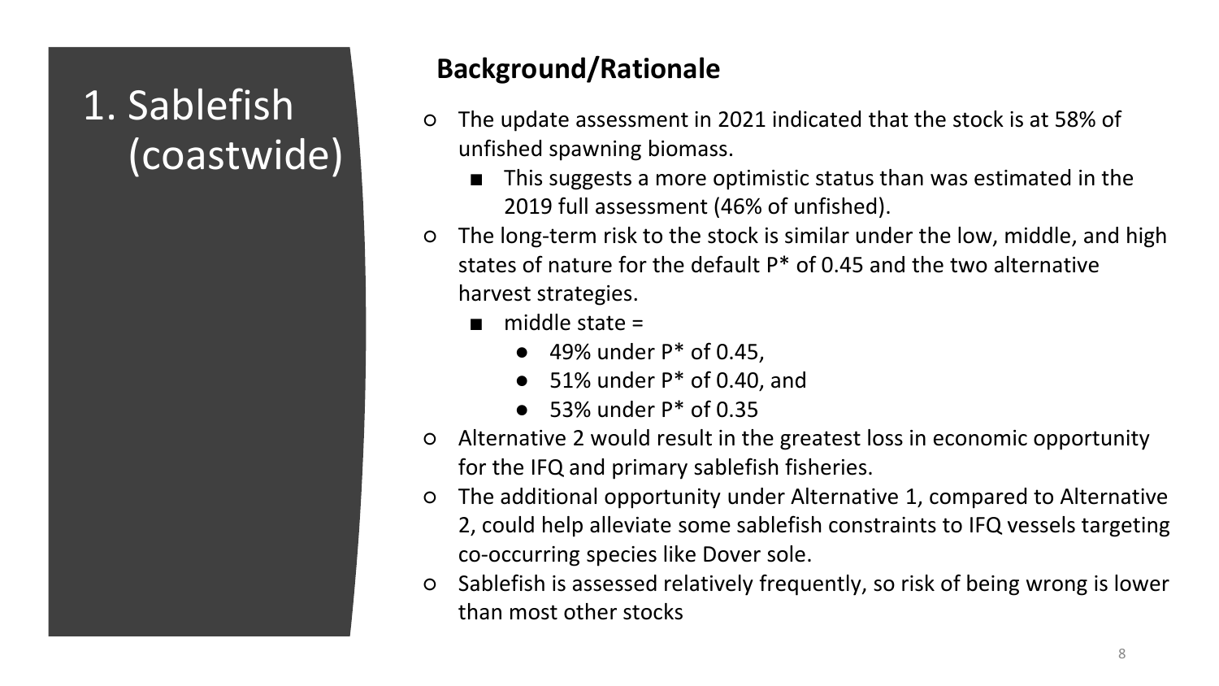# 1. Sablefish (coastwide)

## Background/Rationale

- The update assessment in 2021 indicated that the stock is at 58% of unfished spawning biomass.
  - This suggests a more optimistic status than was estimated in the 2019 full assessment (46% of unfished).
- The long-term risk to the stock is similar under the low, middle, and high states of nature for the default P* of 0.45 and the two alternative harvest strategies.
  - middle state =
    - 49% under P* of 0.45,
    - 51% under P* of 0.40, and
    - 53% under P* of 0.35
- Alternative 2 would result in the greatest loss in economic opportunity for the IFQ and primary sablefish fisheries.
- The additional opportunity under Alternative 1, compared to Alternative 2, could help alleviate some sablefish constraints to IFQ vessels targeting co-occurring species like Dover sole.
- Sablefish is assessed relatively frequently, so risk of being wrong is lower than most other stocks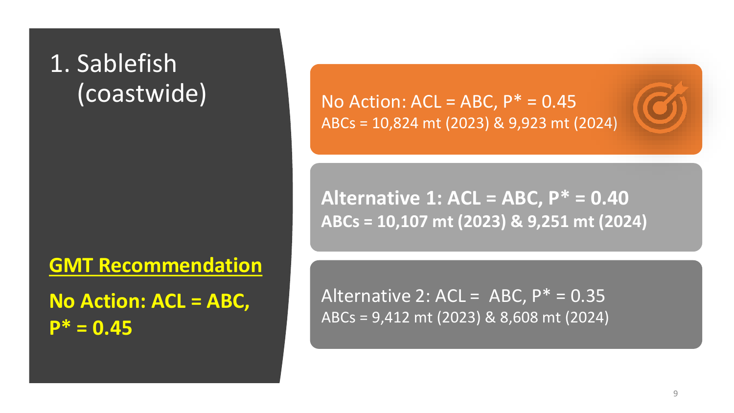# 1. Sablefish (coastwide)

**GMT Recommendation**

**No Action: ACL = ABC, P* = 0.45**

No Action: ACL = ABC, P* = 0.45
ABCs = 10,824 mt (2023) & 9,923 mt (2024)

**Alternative 1: ACL = ABC, P* = 0.40**
**ABCs = 10,107 mt (2023) & 9,251 mt (2024)**

Alternative 2: ACL = ABC, P* = 0.35
ABCs = 9,412 mt (2023) & 8,608 mt (2024)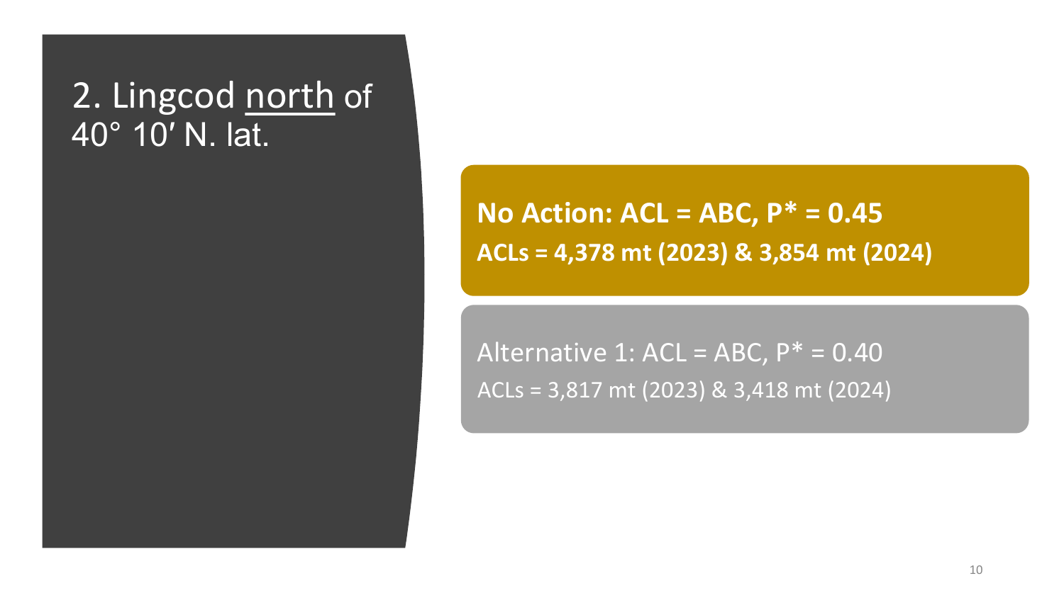## 2. Lingcod <u>north</u> of 40° 10′ N. lat.

**No Action: ACL = ABC, P* = 0.45**
**ACLs = 4,378 mt (2023) & 3,854 mt (2024)**

Alternative 1: ACL = ABC, P* = 0.40
ACLs = 3,817 mt (2023) & 3,418 mt (2024)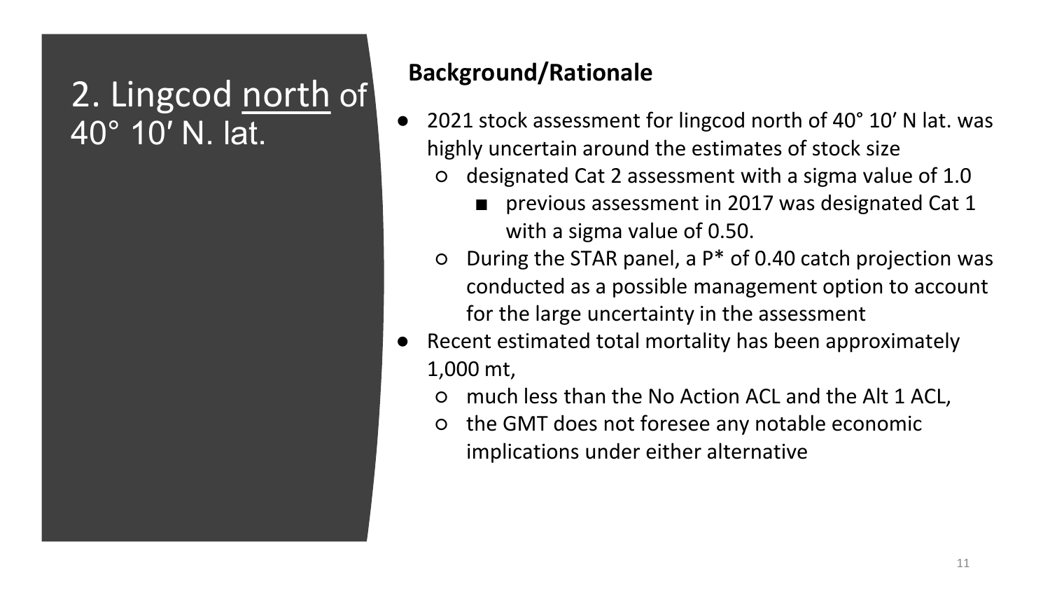# 2. Lingcod north of 40° 10′ N. lat.

**Background/Rationale**

- 2021 stock assessment for lingcod north of 40° 10′ N lat. was highly uncertain around the estimates of stock size
  - designated Cat 2 assessment with a sigma value of 1.0
    - previous assessment in 2017 was designated Cat 1 with a sigma value of 0.50.
  - During the STAR panel, a P* of 0.40 catch projection was conducted as a possible management option to account for the large uncertainty in the assessment
- Recent estimated total mortality has been approximately 1,000 mt,
  - much less than the No Action ACL and the Alt 1 ACL,
  - the GMT does not foresee any notable economic implications under either alternative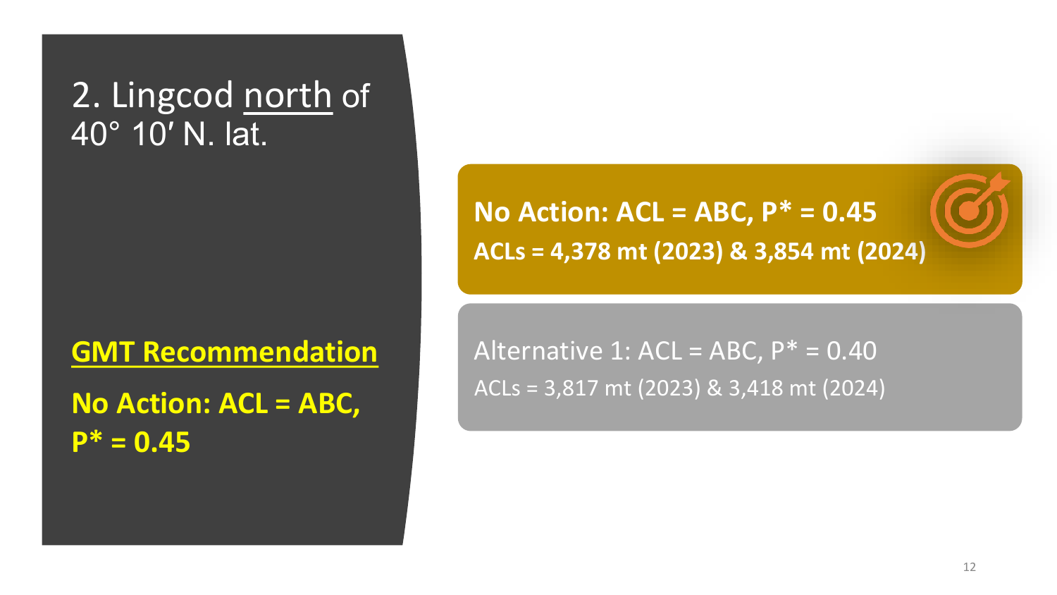# 2. Lingcod north of 40° 10′ N. lat.

**No Action: ACL = ABC, P* = 0.45**

**ACLs = 4,378 mt (2023) & 3,854 mt (2024)**

Alternative 1: ACL = ABC, P* = 0.40

ACLs = 3,817 mt (2023) & 3,418 mt (2024)

**GMT Recommendation**

**No Action: ACL = ABC, P* = 0.45**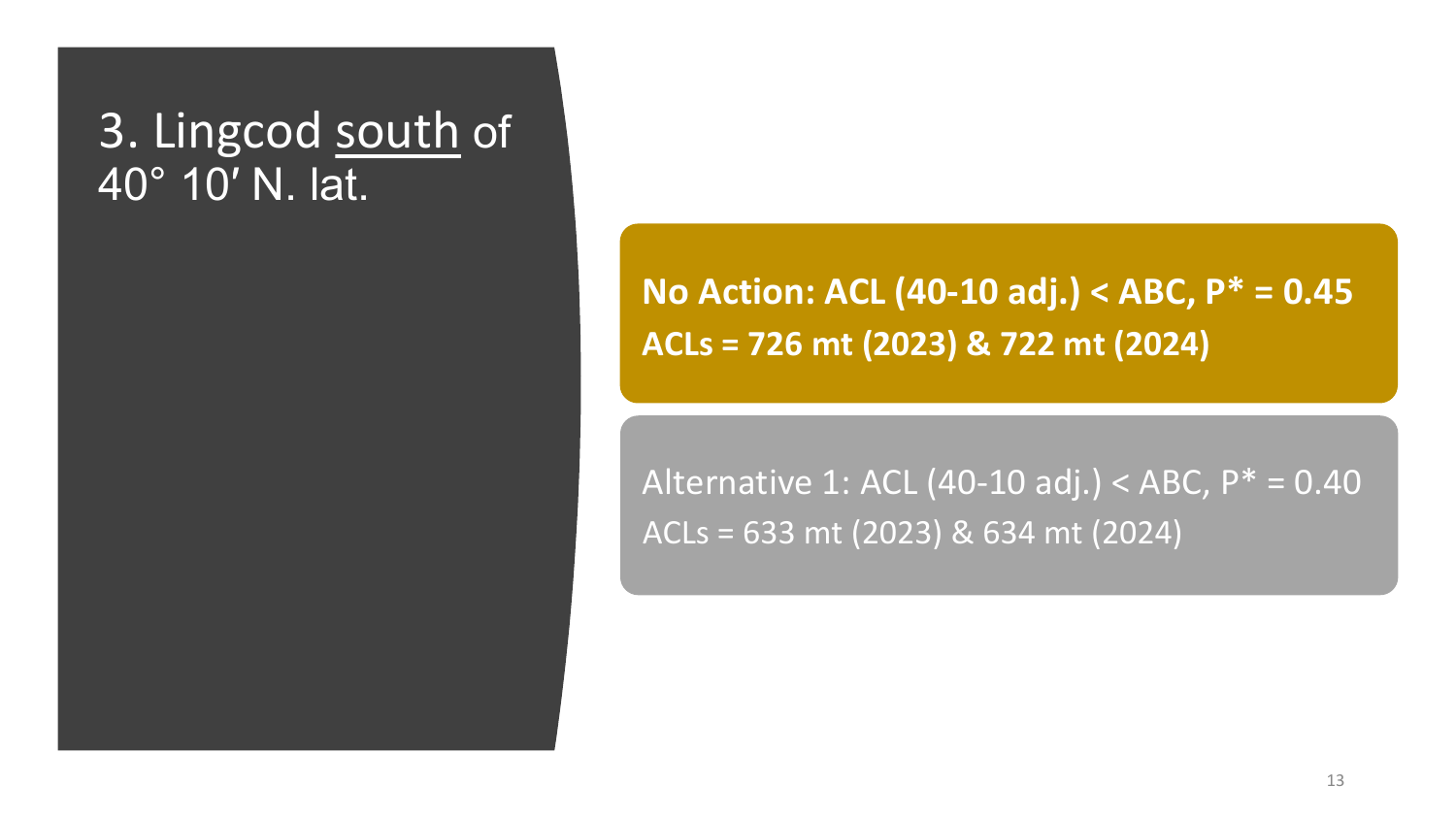# 3. Lingcod <u>south</u> of 40° 10′ N. lat.

**No Action: ACL (40-10 adj.) < ABC, P* = 0.45**
**ACLs = 726 mt (2023) & 722 mt (2024)**

Alternative 1: ACL (40-10 adj.) < ABC, P* = 0.40
ACLs = 633 mt (2023) & 634 mt (2024)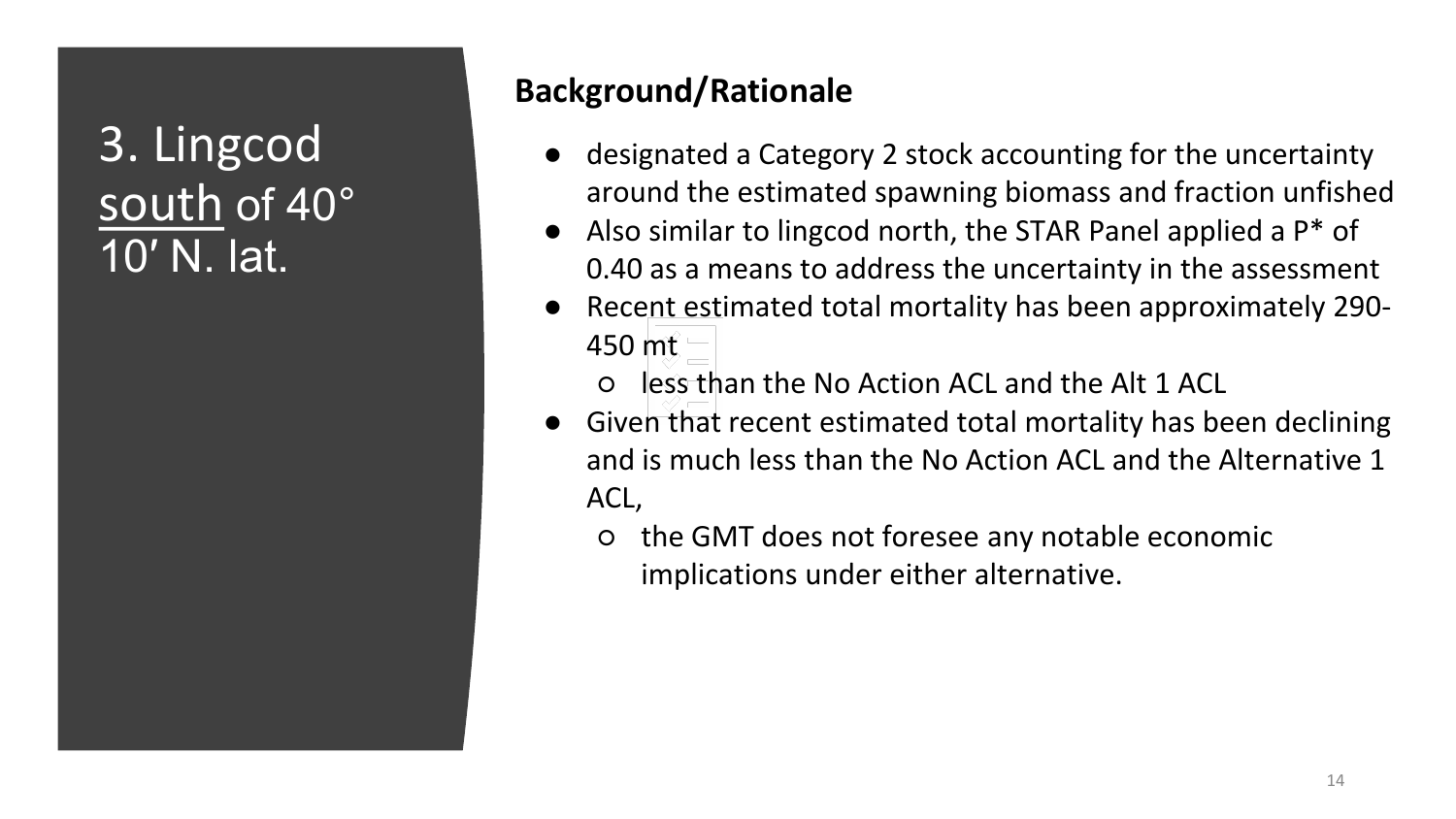# 3. Lingcod south of 40° 10′ N. lat.

## Background/Rationale

- designated a Category 2 stock accounting for the uncertainty around the estimated spawning biomass and fraction unfished
- Also similar to lingcod north, the STAR Panel applied a P* of 0.40 as a means to address the uncertainty in the assessment
- Recent estimated total mortality has been approximately 290-450 mt
  - less than the No Action ACL and the Alt 1 ACL
- Given that recent estimated total mortality has been declining and is much less than the No Action ACL and the Alternative 1 ACL,
  - the GMT does not foresee any notable economic implications under either alternative.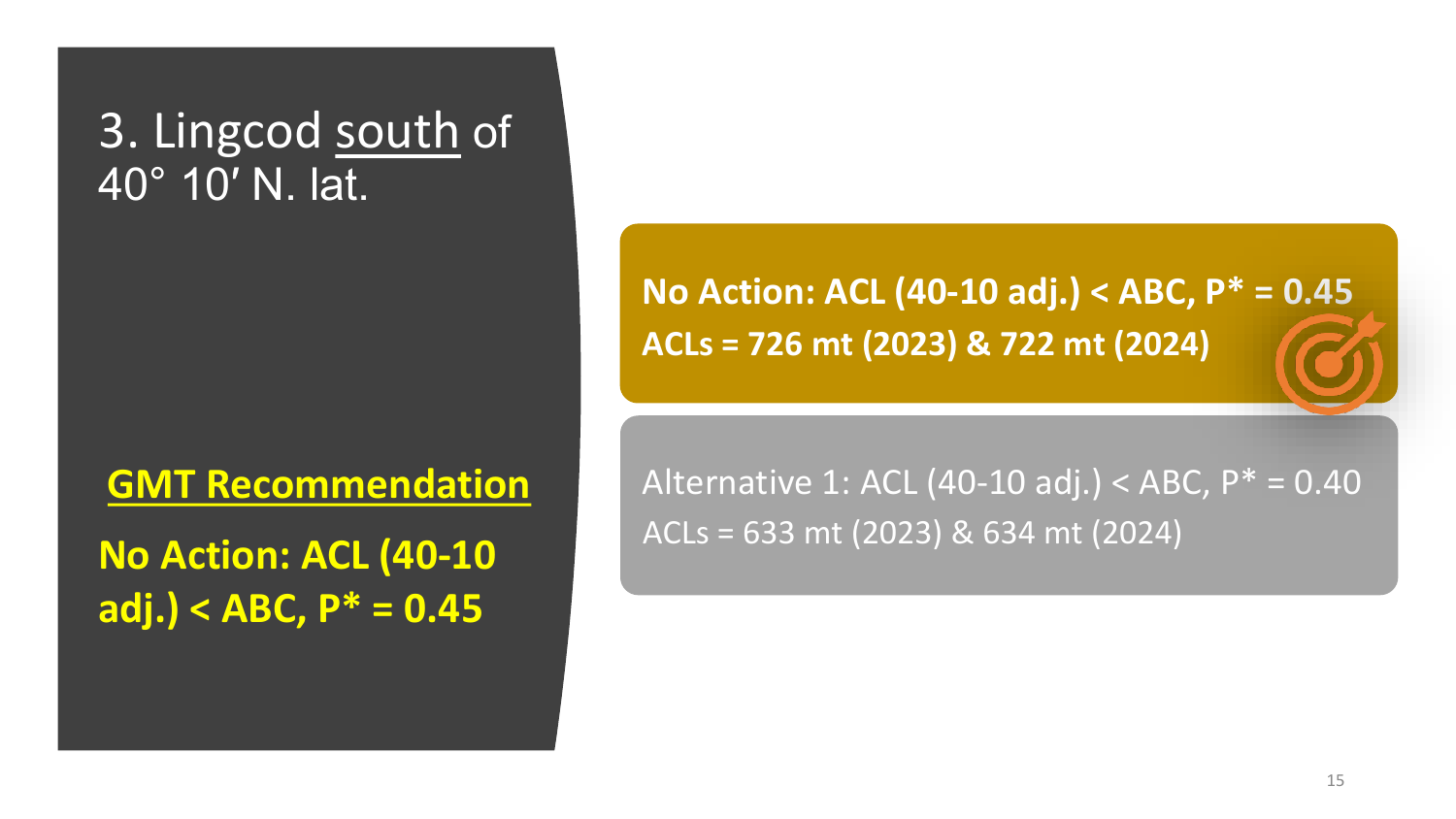# 3. Lingcod south of 40° 10′ N. lat.

**GMT Recommendation**

**No Action: ACL (40-10 adj.) < ABC, P* = 0.45**

**No Action: ACL (40-10 adj.) < ABC, P* = 0.45**
**ACLs = 726 mt (2023) & 722 mt (2024)**

Alternative 1: ACL (40-10 adj.) < ABC, P* = 0.40
ACLs = 633 mt (2023) & 634 mt (2024)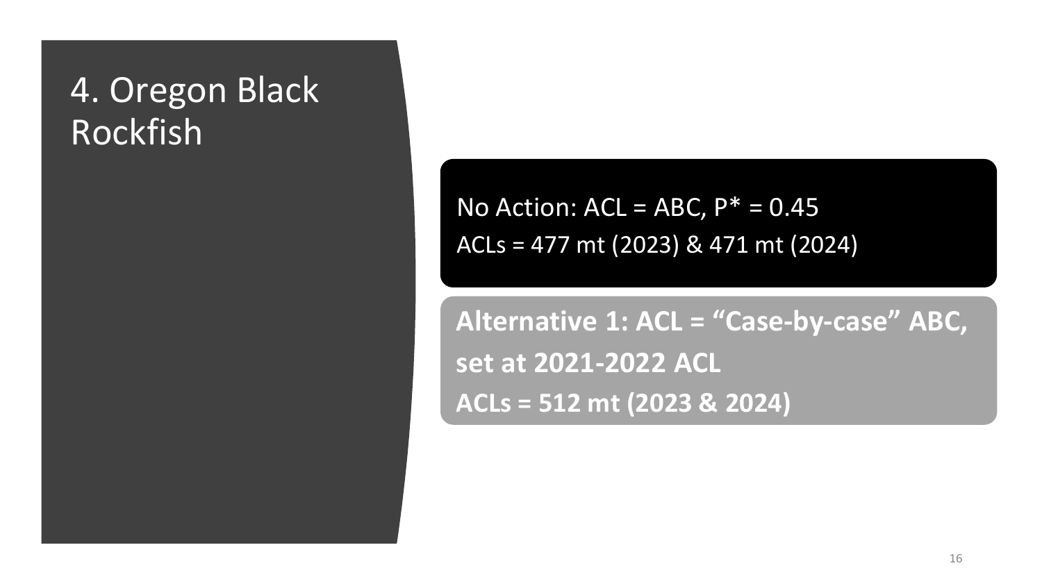# 4. Oregon Black Rockfish

No Action: ACL = ABC, $P^* = 0.45$

ACLs = 477 mt (2023) & 471 mt (2024)

**Alternative 1: ACL = "Case-by-case" ABC, set at 2021-2022 ACL**

**ACLs = 512 mt (2023 & 2024)**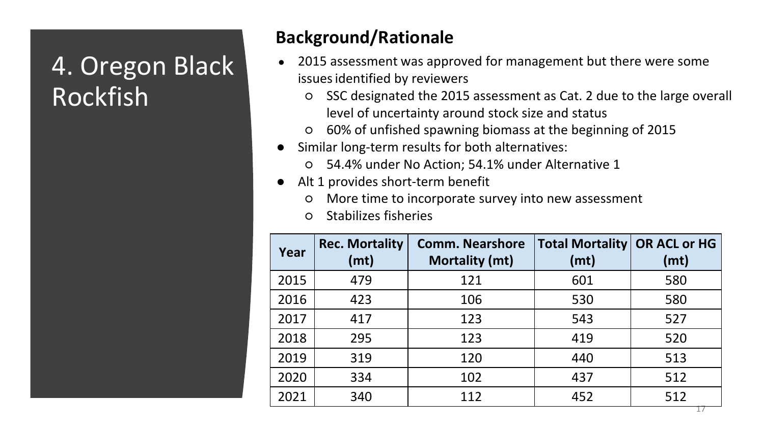# 4. Oregon Black Rockfish

## Background/Rationale

- 2015 assessment was approved for management but there were some issues identified by reviewers
  - SSC designated the 2015 assessment as Cat. 2 due to the large overall level of uncertainty around stock size and status
  - 60% of unfished spawning biomass at the beginning of 2015
- Similar long-term results for both alternatives:
  - 54.4% under No Action; 54.1% under Alternative 1
- Alt 1 provides short-term benefit
  - More time to incorporate survey into new assessment
  - Stabilizes fisheries

| Year | Rec. Mortality (mt) | Comm. Nearshore Mortality (mt) | Total Mortality (mt) | OR ACL or HG (mt) |
|---|---|---|---|---|
| 2015 | 479 | 121 | 601 | 580 |
| 2016 | 423 | 106 | 530 | 580 |
| 2017 | 417 | 123 | 543 | 527 |
| 2018 | 295 | 123 | 419 | 520 |
| 2019 | 319 | 120 | 440 | 513 |
| 2020 | 334 | 102 | 437 | 512 |
| 2021 | 340 | 112 | 452 | 512 |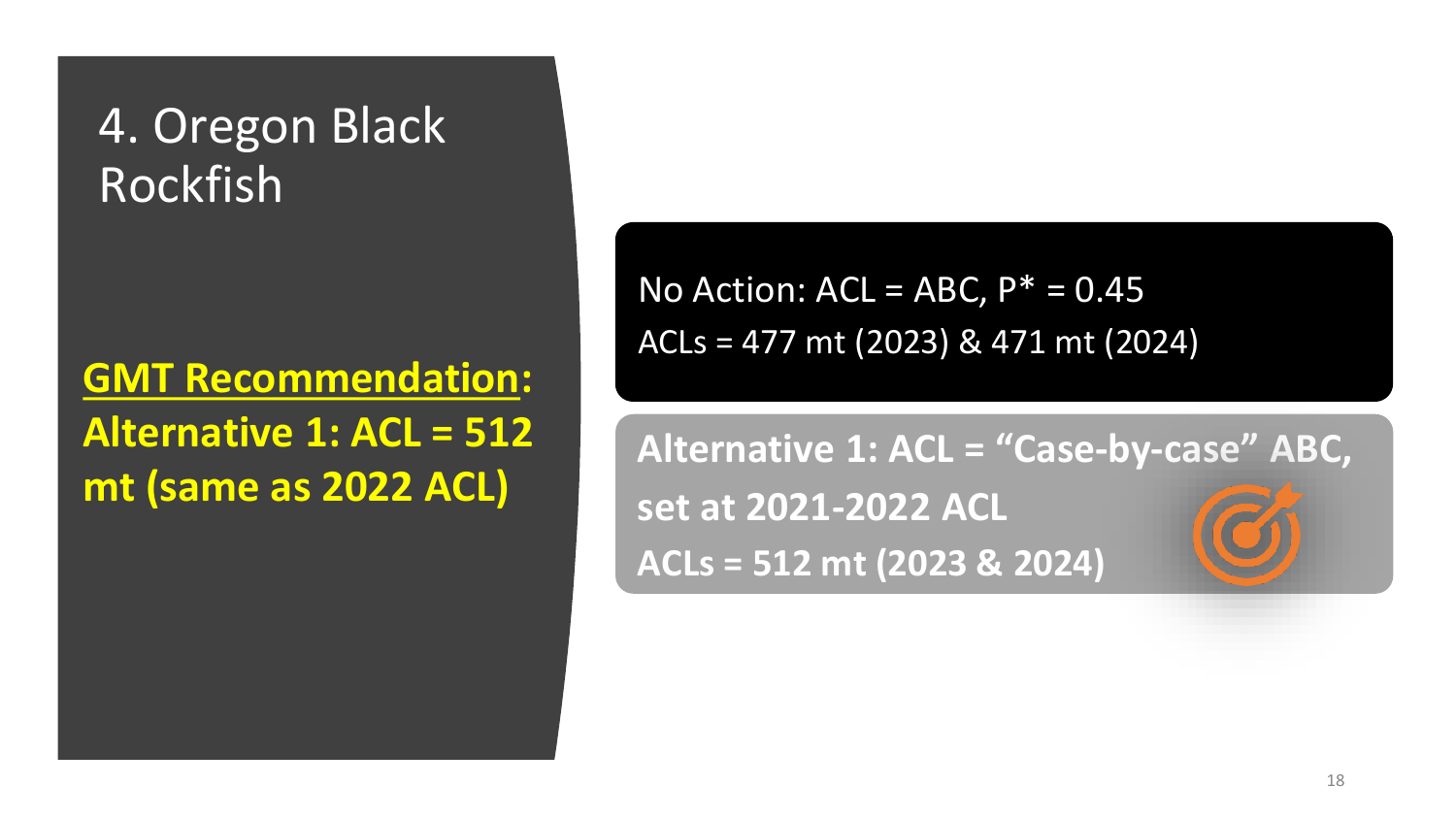# 4. Oregon Black Rockfish

**GMT Recommendation: Alternative 1: ACL = 512 mt (same as 2022 ACL)**

No Action: ACL = ABC, P* = 0.45

ACLs = 477 mt (2023) & 471 mt (2024)

**Alternative 1: ACL = "Case-by-case" ABC, set at 2021-2022 ACL**

**ACLs = 512 mt (2023 & 2024)**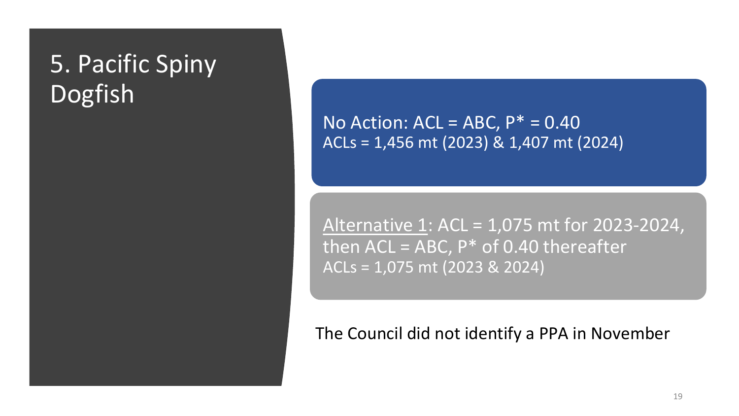# 5. Pacific Spiny Dogfish

No Action: ACL = ABC, P* = 0.40
ACLs = 1,456 mt (2023) & 1,407 mt (2024)

<u>Alternative 1</u>: ACL = 1,075 mt for 2023-2024, then ACL = ABC, P* of 0.40 thereafter
ACLs = 1,075 mt (2023 & 2024)

The Council did not identify a PPA in November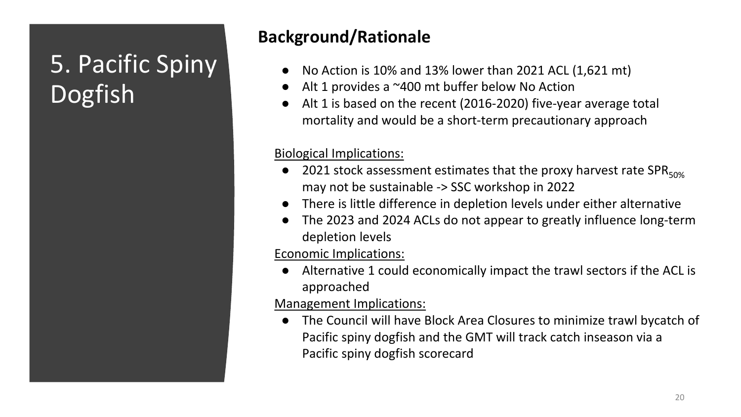# 5. Pacific Spiny Dogfish

## Background/Rationale

- No Action is 10% and 13% lower than 2021 ACL (1,621 mt)
- Alt 1 provides a ~400 mt buffer below No Action
- Alt 1 is based on the recent (2016-2020) five-year average total mortality and would be a short-term precautionary approach

Biological Implications:

- 2021 stock assessment estimates that the proxy harvest rate $SPR_{50\%}$ may not be sustainable -> SSC workshop in 2022
- There is little difference in depletion levels under either alternative
- The 2023 and 2024 ACLs do not appear to greatly influence long-term depletion levels

Economic Implications:

- Alternative 1 could economically impact the trawl sectors if the ACL is approached

Management Implications:

- The Council will have Block Area Closures to minimize trawl bycatch of Pacific spiny dogfish and the GMT will track catch inseason via a Pacific spiny dogfish scorecard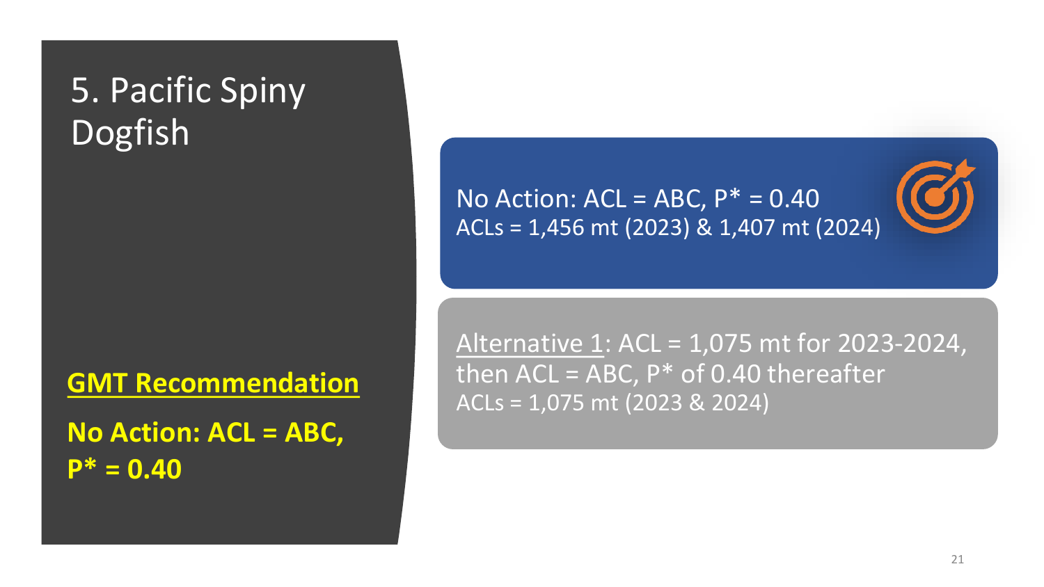# 5. Pacific Spiny Dogfish

No Action: ACL = ABC, P* = 0.40
ACLs = 1,456 mt (2023) & 1,407 mt (2024)

Alternative 1: ACL = 1,075 mt for 2023-2024, then ACL = ABC, P* of 0.40 thereafter
ACLs = 1,075 mt (2023 & 2024)

**GMT Recommendation**

**No Action: ACL = ABC, P* = 0.40**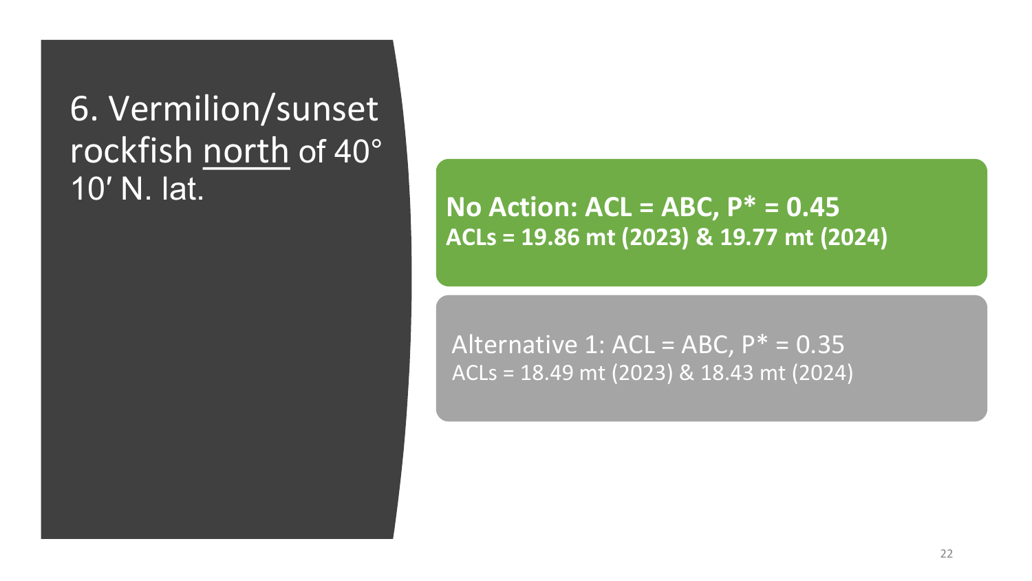# 6. Vermilion/sunset rockfish <u>north</u> of 40° 10′ N. lat.

**No Action: ACL = ABC, P* = 0.45**
**ACLs = 19.86 mt (2023) & 19.77 mt (2024)**

Alternative 1: ACL = ABC, P* = 0.35
ACLs = 18.49 mt (2023) & 18.43 mt (2024)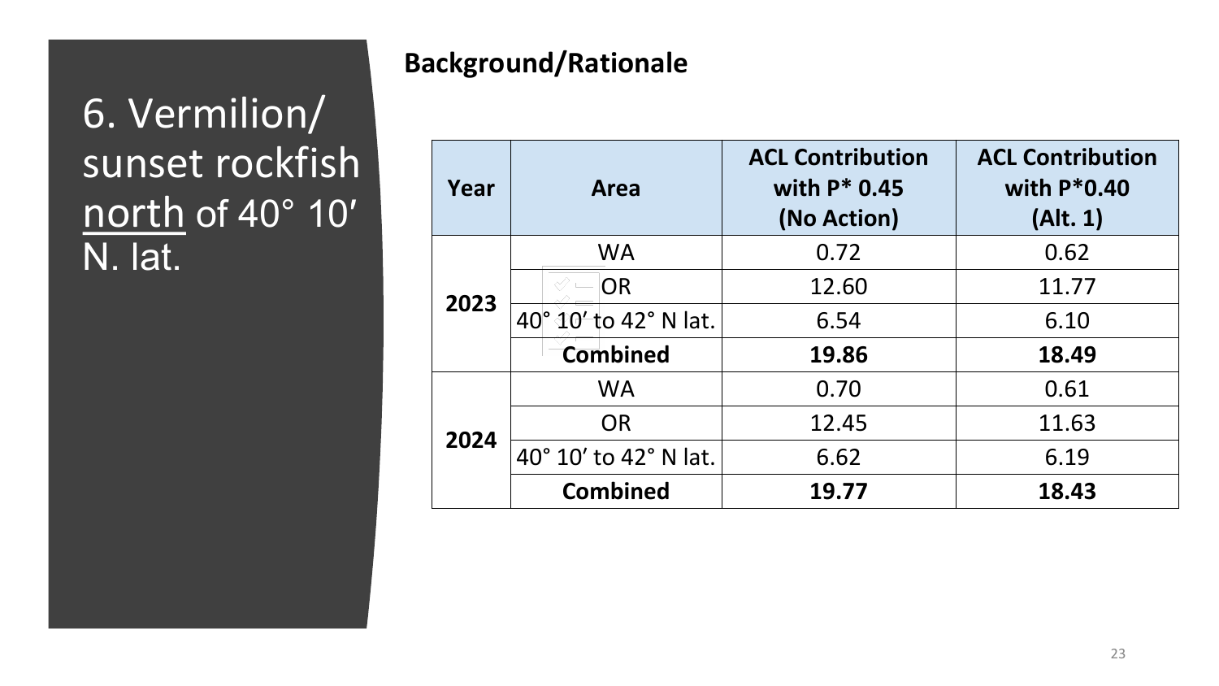# 6. Vermilion/ sunset rockfish <u>north</u> of 40° 10′ N. lat.

## Background/Rationale

| Year | Area | ACL Contribution with P* 0.45 (No Action) | ACL Contribution with P*0.40 (Alt. 1) |
|---|---|---|---|
| **2023** | WA | 0.72 | 0.62 |
| | OR | 12.60 | 11.77 |
| | 40° 10′ to 42° N lat. | 6.54 | 6.10 |
| | **Combined** | **19.86** | **18.49** |
| **2024** | WA | 0.70 | 0.61 |
| | OR | 12.45 | 11.63 |
| | 40° 10′ to 42° N lat. | 6.62 | 6.19 |
| | **Combined** | **19.77** | **18.43** |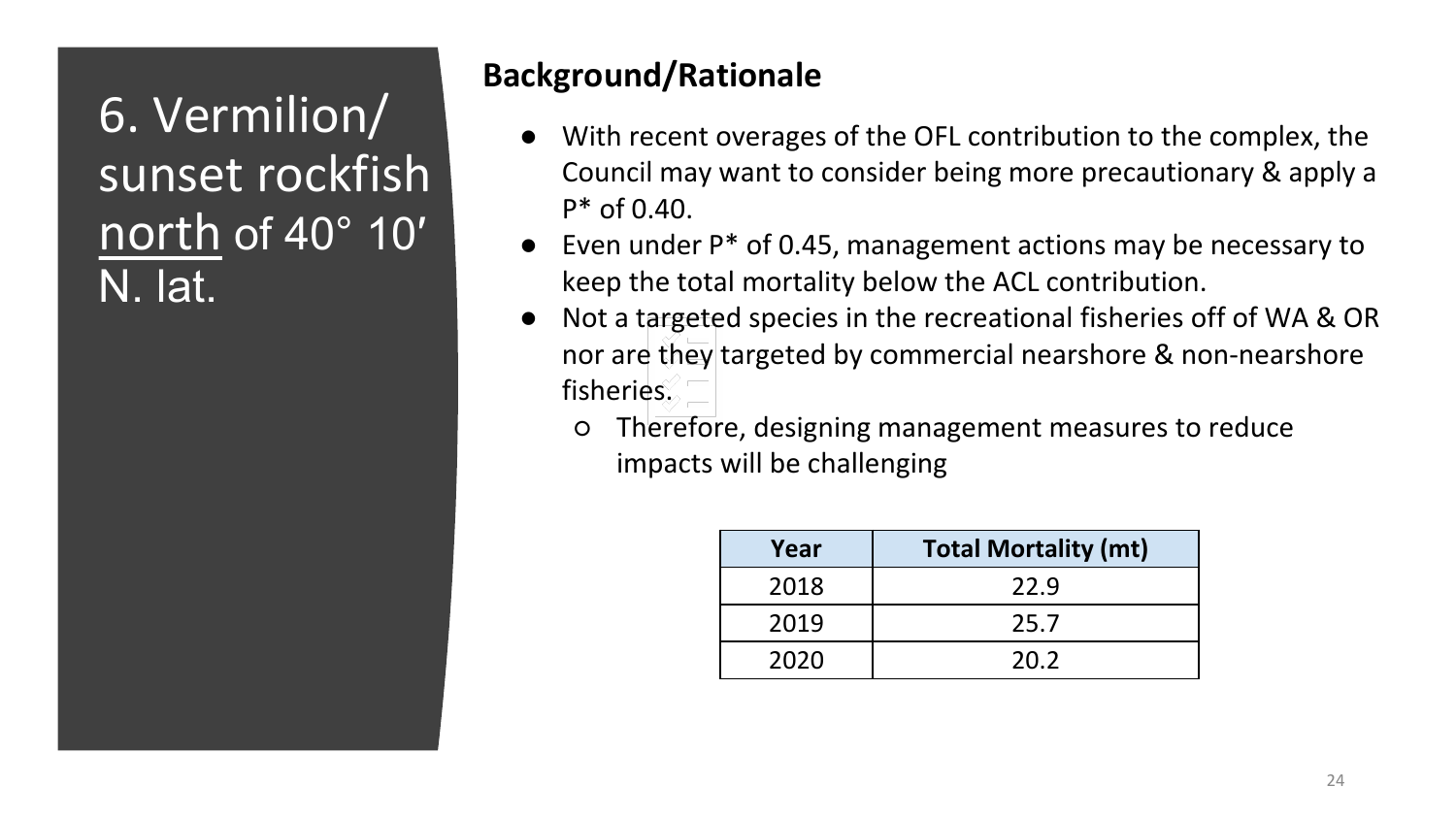# 6. Vermilion/ sunset rockfish north of 40° 10′ N. lat.

## Background/Rationale

- With recent overages of the OFL contribution to the complex, the Council may want to consider being more precautionary & apply a P* of 0.40.
- Even under P* of 0.45, management actions may be necessary to keep the total mortality below the ACL contribution.
- Not a targeted species in the recreational fisheries off of WA & OR nor are they targeted by commercial nearshore & non-nearshore fisheries.
  - Therefore, designing management measures to reduce impacts will be challenging

| Year | Total Mortality (mt) |
| --- | --- |
| 2018 | 22.9 |
| 2019 | 25.7 |
| 2020 | 20.2 |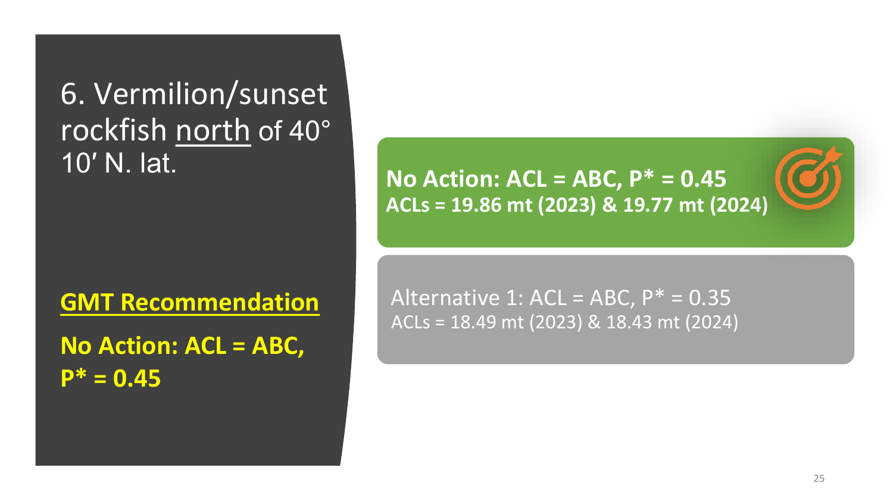# 6. Vermilion/sunset rockfish north of 40° 10′ N. lat.

**GMT Recommendation**

**No Action: ACL = ABC, P* = 0.45**

**No Action: ACL = ABC, P* = 0.45**
**ACLs = 19.86 mt (2023) & 19.77 mt (2024)**

Alternative 1: ACL = ABC, P* = 0.35
ACLs = 18.49 mt (2023) & 18.43 mt (2024)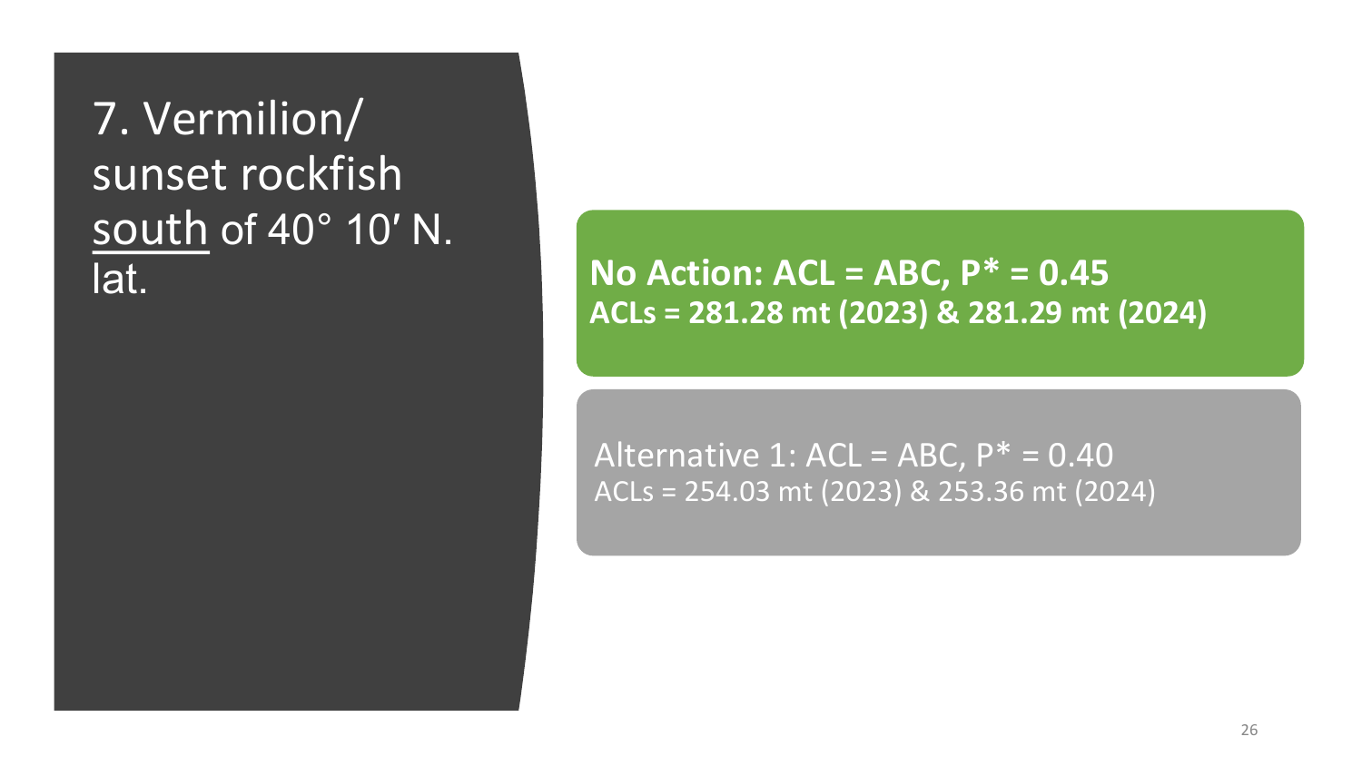# 7. Vermilion/ sunset rockfish south of 40° 10′ N. lat.

**No Action: ACL = ABC, P* = 0.45**
**ACLs = 281.28 mt (2023) & 281.29 mt (2024)**

Alternative 1: ACL = ABC, P* = 0.40
ACLs = 254.03 mt (2023) & 253.36 mt (2024)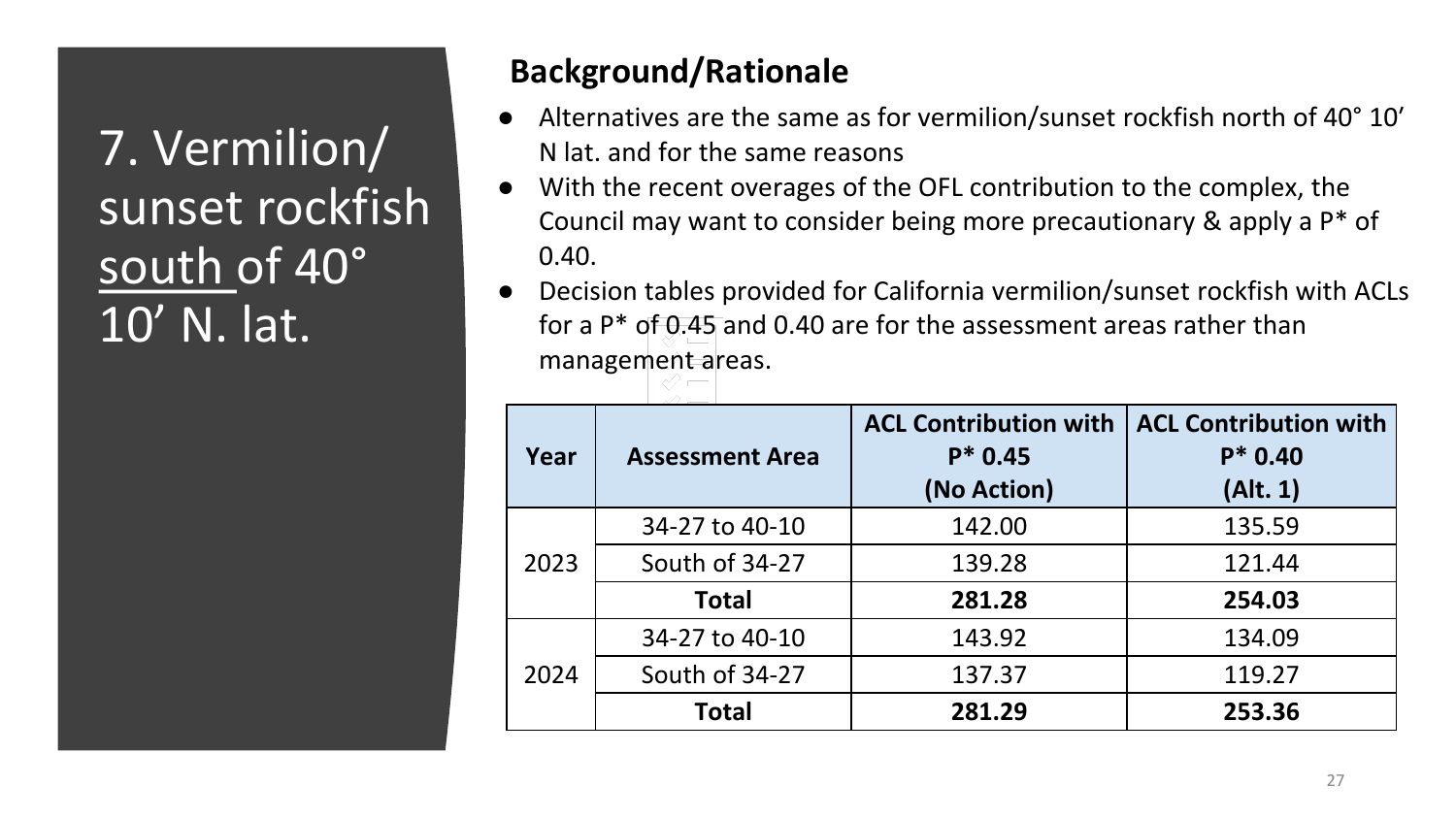# 7. Vermilion/ sunset rockfish <u>south</u> of 40° 10’ N. lat.

## Background/Rationale

- Alternatives are the same as for vermilion/sunset rockfish north of 40° 10’ N lat. and for the same reasons
- With the recent overages of the OFL contribution to the complex, the Council may want to consider being more precautionary & apply a P* of 0.40.
- Decision tables provided for California vermilion/sunset rockfish with ACLs for a P* of 0.45 and 0.40 are for the assessment areas rather than management areas.

| Year | Assessment Area | ACL Contribution with P* 0.45 (No Action) | ACL Contribution with P* 0.40 (Alt. 1) |
|---|---|---|---|
| 2023 | 34-27 to 40-10 | 142.00 | 135.59 |
| | South of 34-27 | 139.28 | 121.44 |
| | **Total** | **281.28** | **254.03** |
| 2024 | 34-27 to 40-10 | 143.92 | 134.09 |
| | South of 34-27 | 137.37 | 119.27 |
| | **Total** | **281.29** | **253.36** |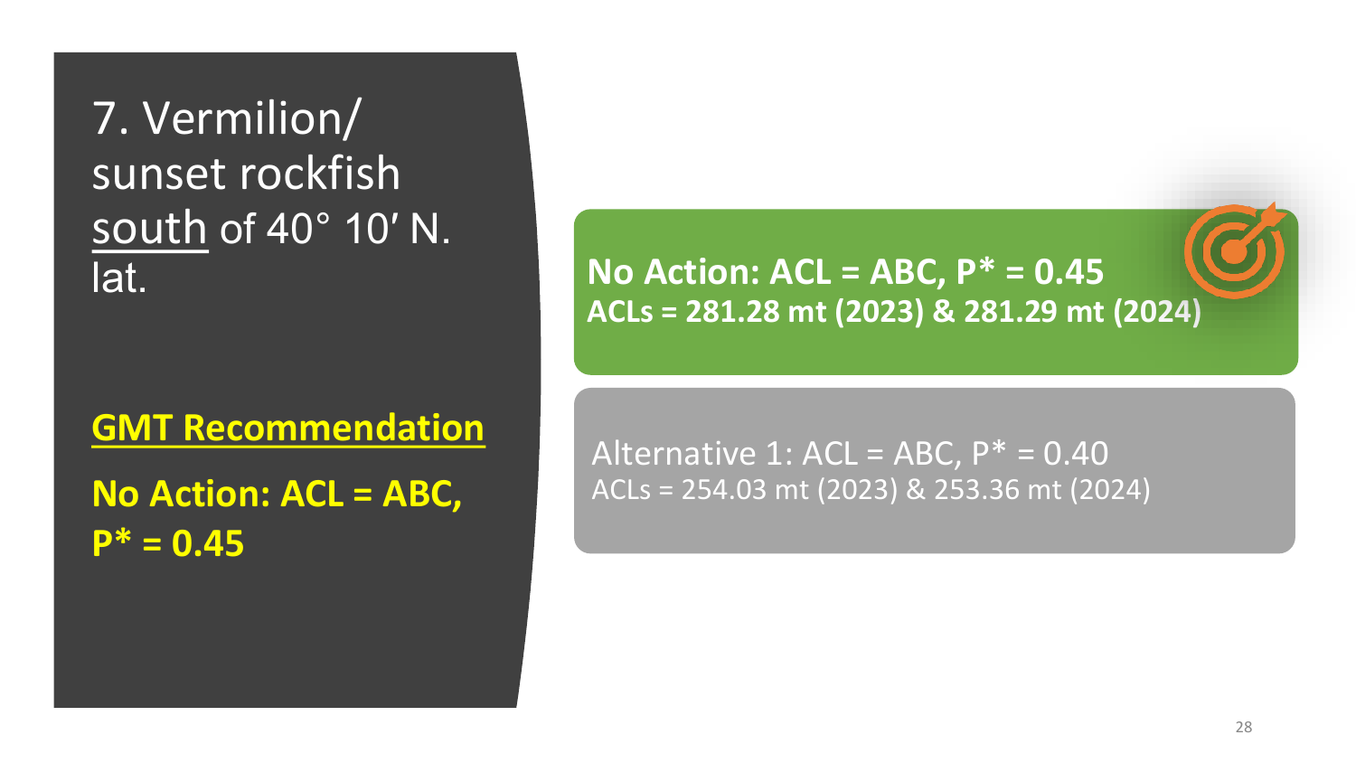# 7. Vermilion/ sunset rockfish south of 40° 10′ N. lat.

**GMT Recommendation**

**No Action: ACL = ABC, P* = 0.45**

**No Action: ACL = ABC, P* = 0.45**
**ACLs = 281.28 mt (2023) & 281.29 mt (2024)**

Alternative 1: ACL = ABC, P* = 0.40
ACLs = 254.03 mt (2023) & 253.36 mt (2024)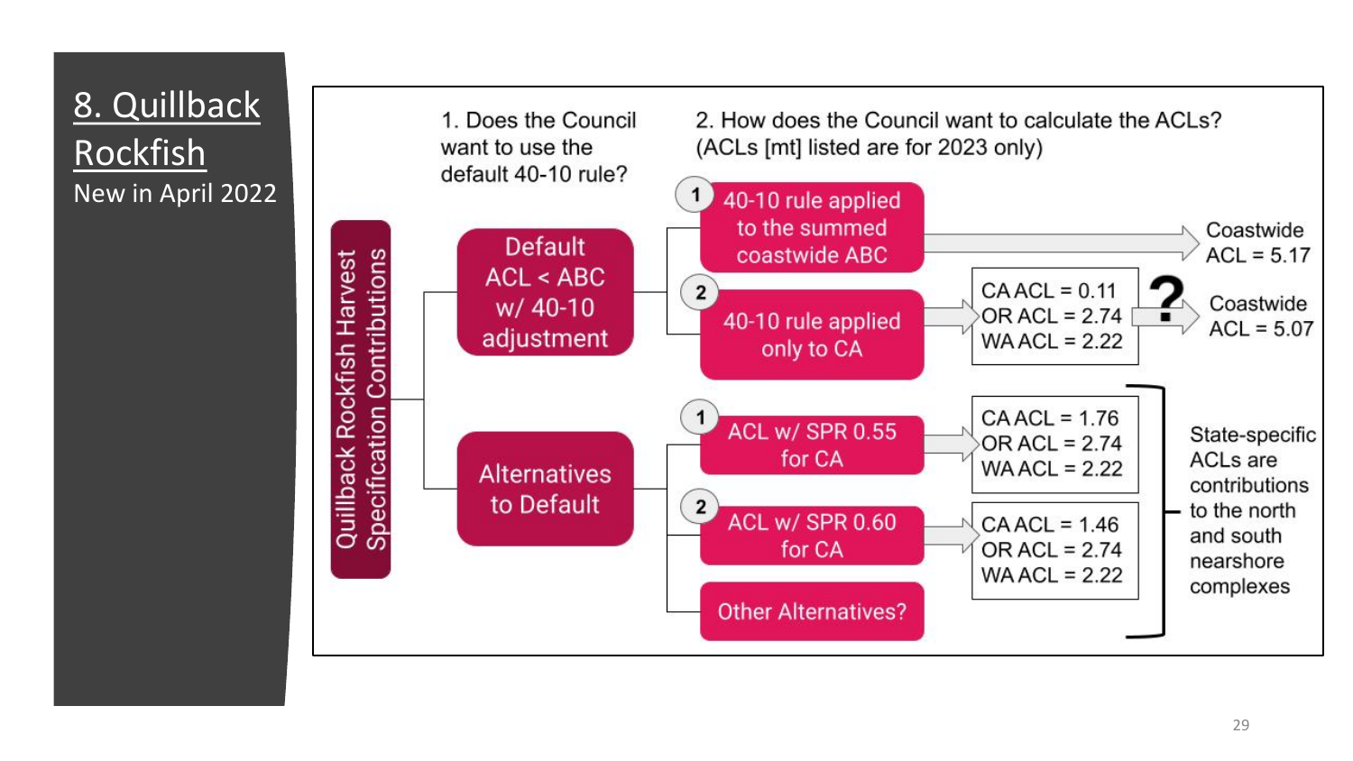# 8. Quillback Rockfish

New in April 2022

**Quillback Rockfish Harvest Specification Contributions**

1. Does the Council want to use the default 40-10 rule?

2. How does the Council want to calculate the ACLs? (ACLs [mt] listed are for 2023 only)

- **Default ACL < ABC w/ 40-10 adjustment**
  - (1) 40-10 rule applied to the summed coastwide ABC → Coastwide ACL = 5.17
  - (2) 40-10 rule applied only to CA → CA ACL = 0.11, OR ACL = 2.74, WA ACL = 2.22 → ? → Coastwide ACL = 5.07
- **Alternatives to Default**
  - (1) ACL w/ SPR 0.55 for CA → CA ACL = 1.76, OR ACL = 2.74, WA ACL = 2.22
  - (2) ACL w/ SPR 0.60 for CA → CA ACL = 1.46, OR ACL = 2.74, WA ACL = 2.22
  - Other Alternatives?

State-specific ACLs are contributions to the north and south nearshore complexes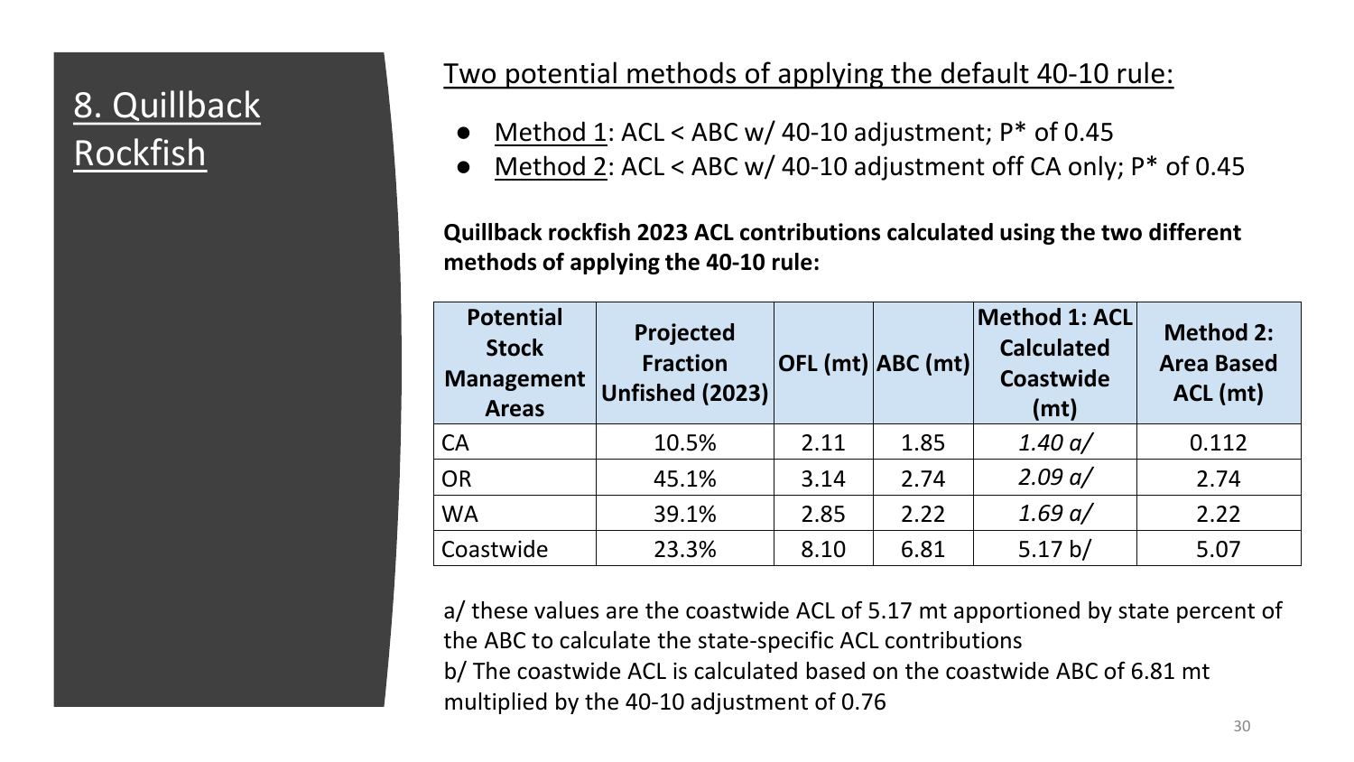# 8. Quillback Rockfish

Two potential methods of applying the default 40-10 rule:

- Method 1: ACL < ABC w/ 40-10 adjustment; P* of 0.45
- Method 2: ACL < ABC w/ 40-10 adjustment off CA only; P* of 0.45

**Quillback rockfish 2023 ACL contributions calculated using the two different methods of applying the 40-10 rule:**

| Potential Stock Management Areas | Projected Fraction Unfished (2023) | OFL (mt) | ABC (mt) | Method 1: ACL Calculated Coastwide (mt) | Method 2: Area Based ACL (mt) |
|---|---|---|---|---|---|
| CA | 10.5% | 2.11 | 1.85 | *1.40 a/* | 0.112 |
| OR | 45.1% | 3.14 | 2.74 | *2.09 a/* | 2.74 |
| WA | 39.1% | 2.85 | 2.22 | *1.69 a/* | 2.22 |
| Coastwide | 23.3% | 8.10 | 6.81 | 5.17 b/ | 5.07 |

a/ these values are the coastwide ACL of 5.17 mt apportioned by state percent of the ABC to calculate the state-specific ACL contributions
b/ The coastwide ACL is calculated based on the coastwide ABC of 6.81 mt multiplied by the 40-10 adjustment of 0.76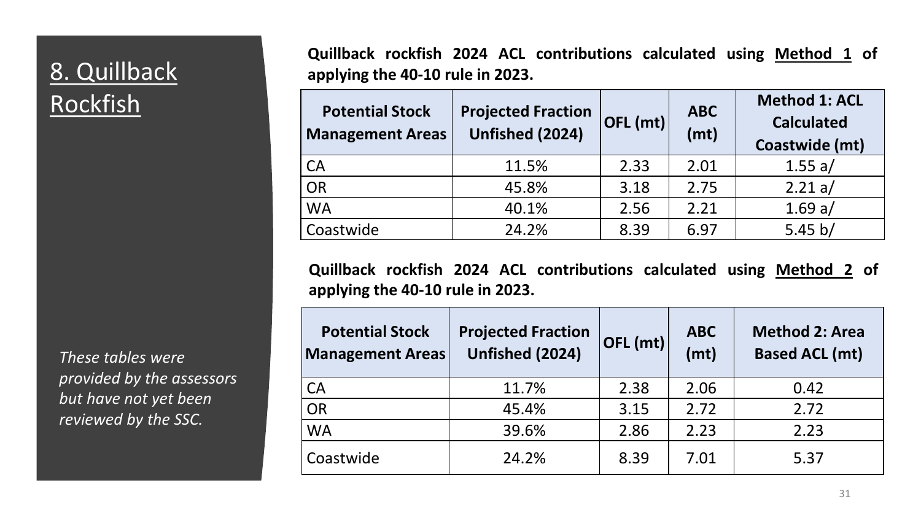# 8. Quillback Rockfish

*These tables were provided by the assessors but have not yet been reviewed by the SSC.*

**Quillback rockfish 2024 ACL contributions calculated using Method 1 of applying the 40-10 rule in 2023.**

| Potential Stock Management Areas | Projected Fraction Unfished (2024) | OFL (mt) | ABC (mt) | Method 1: ACL Calculated Coastwide (mt) |
|---|---|---|---|---|
| CA | 11.5% | 2.33 | 2.01 | 1.55 a/ |
| OR | 45.8% | 3.18 | 2.75 | 2.21 a/ |
| WA | 40.1% | 2.56 | 2.21 | 1.69 a/ |
| Coastwide | 24.2% | 8.39 | 6.97 | 5.45 b/ |

**Quillback rockfish 2024 ACL contributions calculated using Method 2 of applying the 40-10 rule in 2023.**

| Potential Stock Management Areas | Projected Fraction Unfished (2024) | OFL (mt) | ABC (mt) | Method 2: Area Based ACL (mt) |
|---|---|---|---|---|
| CA | 11.7% | 2.38 | 2.06 | 0.42 |
| OR | 45.4% | 3.15 | 2.72 | 2.72 |
| WA | 39.6% | 2.86 | 2.23 | 2.23 |
| Coastwide | 24.2% | 8.39 | 7.01 | 5.37 |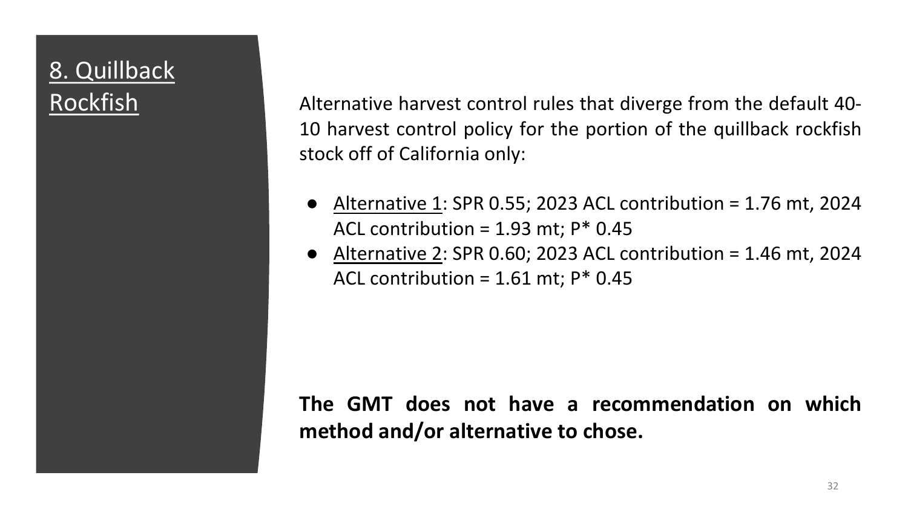# 8. Quillback Rockfish

Alternative harvest control rules that diverge from the default 40-10 harvest control policy for the portion of the quillback rockfish stock off of California only:

- Alternative 1: SPR 0.55; 2023 ACL contribution = 1.76 mt, 2024 ACL contribution = 1.93 mt; P* 0.45
- Alternative 2: SPR 0.60; 2023 ACL contribution = 1.46 mt, 2024 ACL contribution = 1.61 mt; P* 0.45

**The GMT does not have a recommendation on which method and/or alternative to chose.**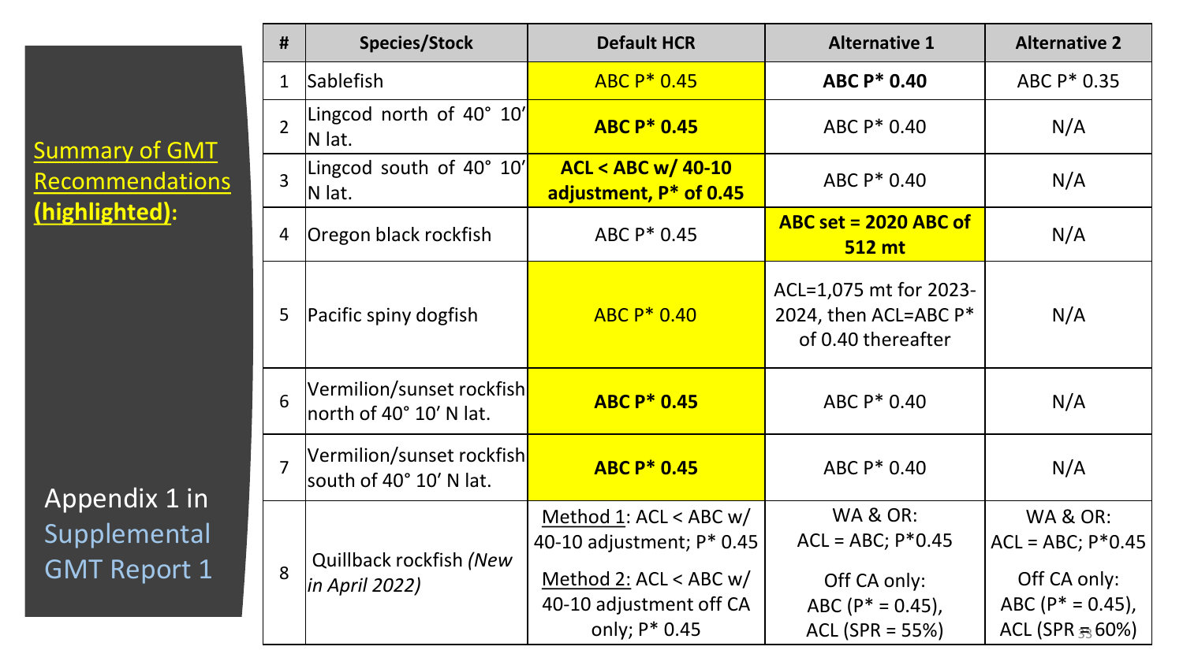Summary of GMT Recommendations **(highlighted)**:

Appendix 1 in Supplemental GMT Report 1

| # | Species/Stock | Default HCR | Alternative 1 | Alternative 2 |
|---|---|---|---|---|
| 1 | Sablefish | ABC P* 0.45 | **ABC P* 0.40** | ABC P* 0.35 |
| 2 | Lingcod north of 40° 10′ N lat. | **ABC P* 0.45** | ABC P* 0.40 | N/A |
| 3 | Lingcod south of 40° 10′ N lat. | **ACL < ABC w/ 40-10 adjustment, P* of 0.45** | ABC P* 0.40 | N/A |
| 4 | Oregon black rockfish | ABC P* 0.45 | **ABC set = 2020 ABC of 512 mt** | N/A |
| 5 | Pacific spiny dogfish | ABC P* 0.40 | ACL=1,075 mt for 2023-2024, then ACL=ABC P* of 0.40 thereafter | N/A |
| 6 | Vermilion/sunset rockfish north of 40° 10′ N lat. | **ABC P* 0.45** | ABC P* 0.40 | N/A |
| 7 | Vermilion/sunset rockfish south of 40° 10′ N lat. | **ABC P* 0.45** | ABC P* 0.40 | N/A |
| 8 | Quillback rockfish *(New in April 2022)* | Method 1: ACL < ABC w/ 40-10 adjustment; P* 0.45<br>Method 2: ACL < ABC w/ 40-10 adjustment off CA only; P* 0.45 | WA & OR: ACL = ABC; P*0.45<br>Off CA only: ABC (P* = 0.45), ACL (SPR = 55%) | WA & OR: ACL = ABC; P*0.45<br>Off CA only: ABC (P* = 0.45), ACL (SPR = 60%) |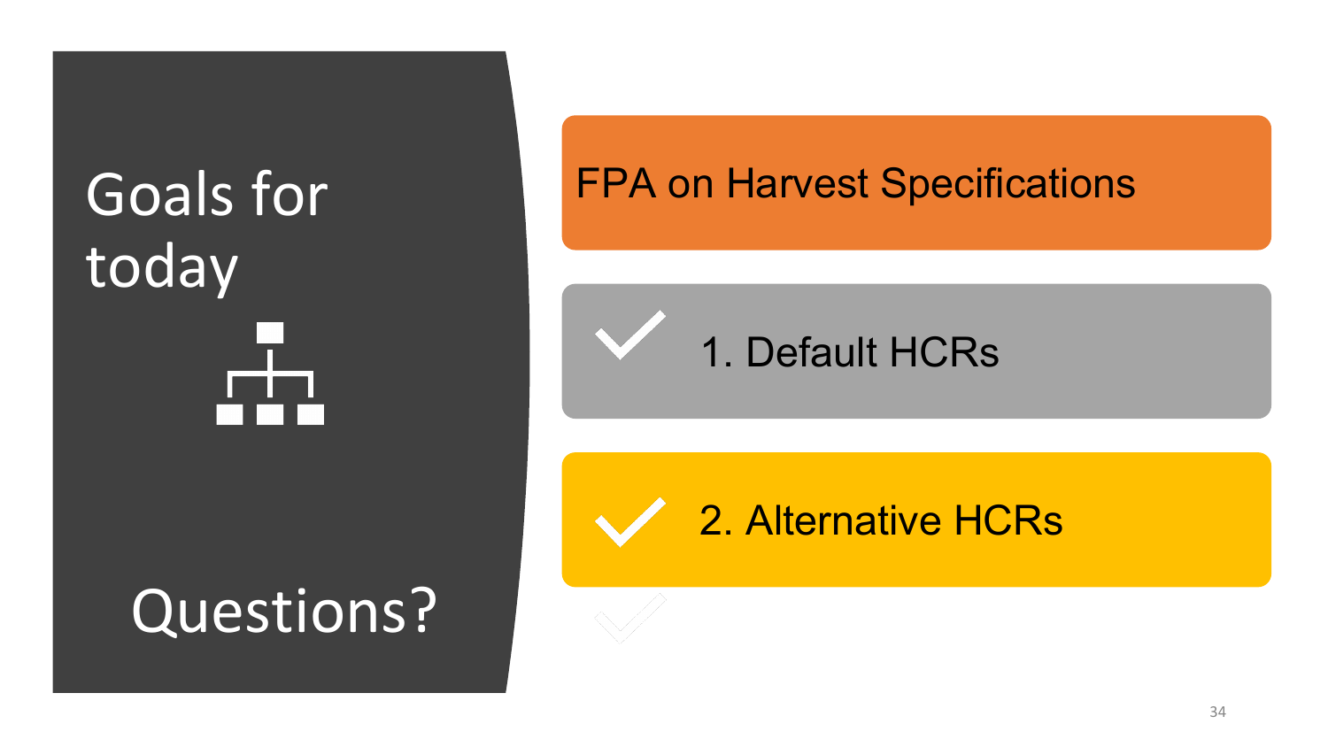# Goals for today

FPA on Harvest Specifications

1. Default HCRs

2. Alternative HCRs

Questions?